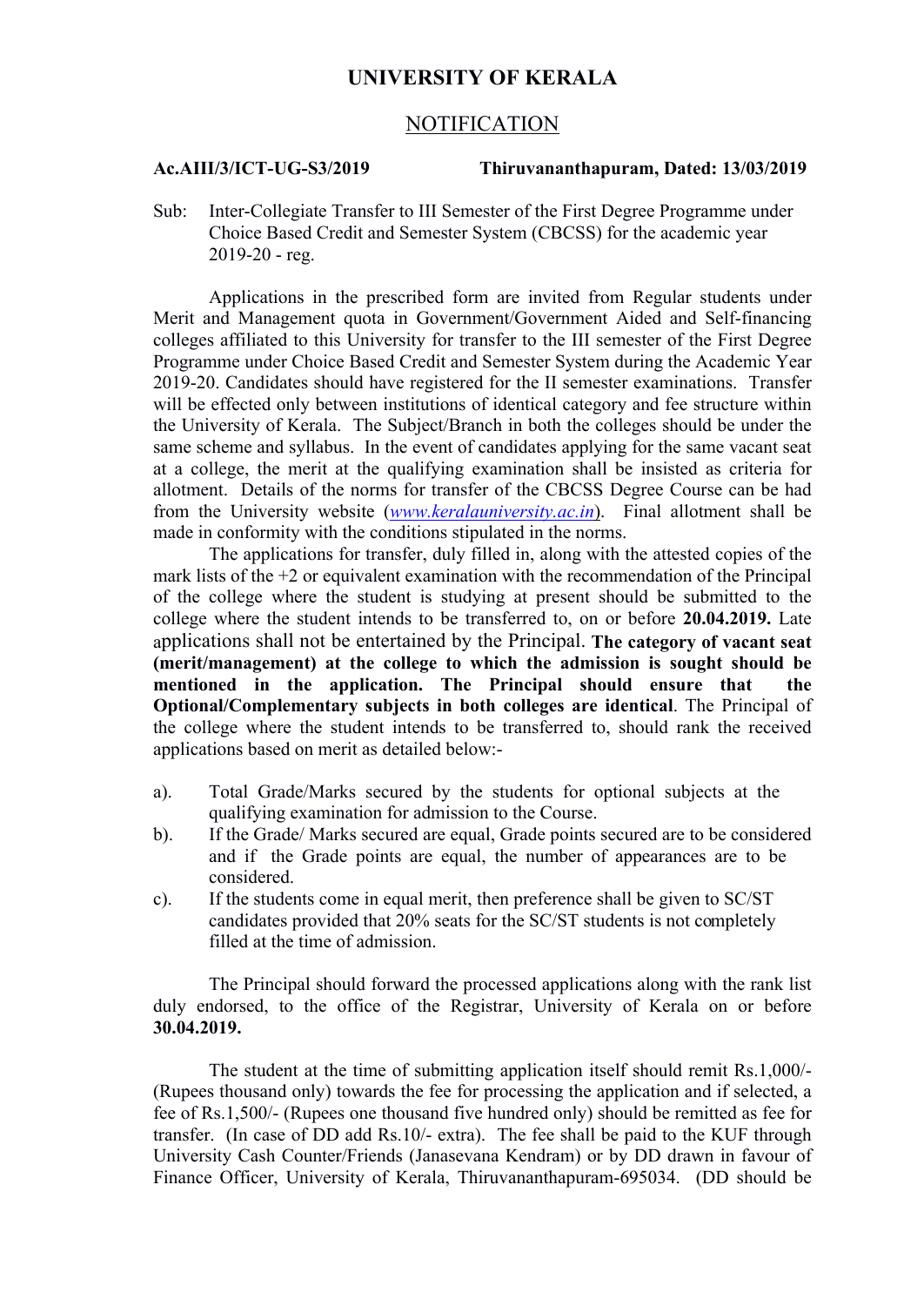# UNIVERSITY OF KERALA

## NOTIFICATION

**Ac.AIII/3/ICT-UG-S3/2019 Thiruvananthapuram, Dated: 13/03/2019**

Sub: Inter-Collegiate Transfer to III Semester of the First Degree Programme under Choice Based Credit and Semester System (CBCSS) for the academic year 2019-20 - reg.

Applications in the prescribed form are invited from Regular students under Merit and Management quota in Government/Government Aided and Self-financing colleges affiliated to this University for transfer to the III semester of the First Degree Programme under Choice Based Credit and Semester System during the Academic Year 2019-20. Candidates should have registered for the II semester examinations. Transfer will be effected only between institutions of identical category and fee structure within the University of Kerala. The Subject/Branch in both the colleges should be under the same scheme and syllabus. In the event of candidates applying for the same vacant seat at a college, the merit at the qualifying examination shall be insisted as criteria for allotment. Details of the norms for transfer of the CBCSS Degree Course can be had from the University website (*www.keralauniversity.ac.in*). Final allotment shall be made in conformity with the conditions stipulated in the norms.

The applications for transfer, duly filled in, along with the attested copies of the mark lists of the +2 or equivalent examination with the recommendation of the Principal of the college where the student is studying at present should be submitted to the college where the student intends to be transferred to, on or before **20.04.2019.** Late applications shall not be entertained by the Principal. **The category of vacant seat (merit/management) at the college to which the admission is sought should be mentioned in the application. The Principal should ensure that the Optional/Complementary subjects in both colleges are identical**. The Principal of the college where the student intends to be transferred to, should rank the received applications based on merit as detailed below:-

a). Total Grade/Marks secured by the students for optional subjects at the qualifying examination for admission to the Course.

b). If the Grade/ Marks secured are equal, Grade points secured are to be considered and if the Grade points are equal, the number of appearances are to be considered.

c). If the students come in equal merit, then preference shall be given to SC/ST candidates provided that 20% seats for the SC/ST students is not completely filled at the time of admission.

The Principal should forward the processed applications along with the rank list duly endorsed, to the office of the Registrar, University of Kerala on or before **30.04.2019.**

The student at the time of submitting application itself should remit Rs.1,000/- (Rupees thousand only) towards the fee for processing the application and if selected, a fee of Rs.1,500/- (Rupees one thousand five hundred only) should be remitted as fee for transfer. (In case of DD add Rs.10/- extra). The fee shall be paid to the KUF through University Cash Counter/Friends (Janasevana Kendram) or by DD drawn in favour of Finance Officer, University of Kerala, Thiruvananthapuram-695034. (DD should be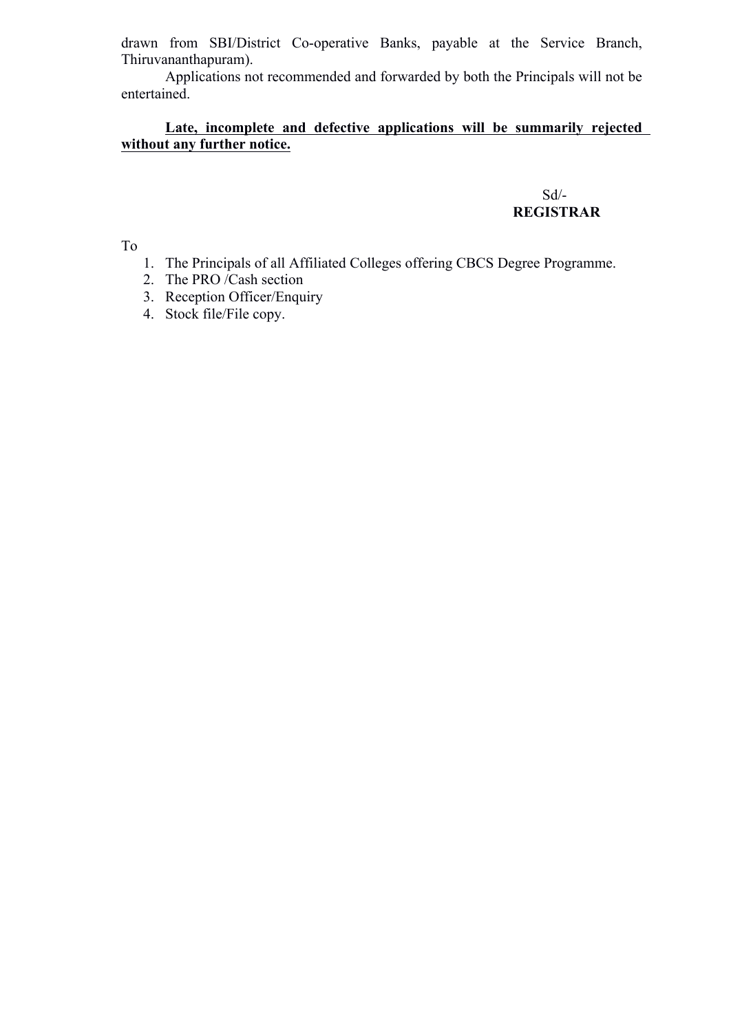drawn from SBI/District Co-operative Banks, payable at the Service Branch, Thiruvananthapuram).

Applications not recommended and forwarded by both the Principals will not be entertained.

**Late, incomplete and defective applications will be summarily rejected without any further notice.**

Sd/-
**REGISTRAR**

To

1. The Principals of all Affiliated Colleges offering CBCS Degree Programme.
2. The PRO /Cash section
3. Reception Officer/Enquiry
4. Stock file/File copy.